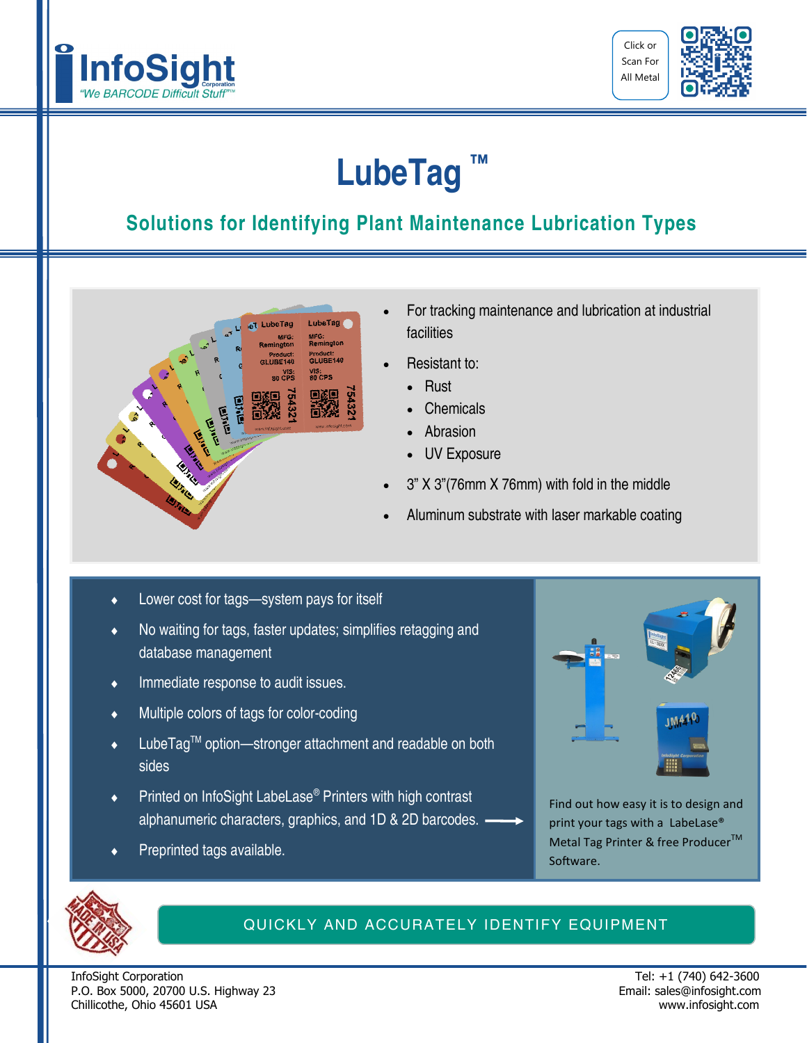InfoSight Corporation

*"We BARCODE Difficult Stuff"™*

Click or Scan For All Metal

# LubeTag ™

## Solutions for Identifying Plant Maintenance Lubrication Types

- For tracking maintenance and lubrication at industrial facilities
- Resistant to:
  - Rust
  - Chemicals
  - Abrasion
  - UV Exposure
- 3" X 3"(76mm X 76mm) with fold in the middle
- Aluminum substrate with laser markable coating

- Lower cost for tags—system pays for itself
- No waiting for tags, faster updates; simplifies retagging and database management
- Immediate response to audit issues.
- Multiple colors of tags for color-coding
- LubeTag™ option—stronger attachment and readable on both sides
- Printed on InfoSight LabeLase® Printers with high contrast alphanumeric characters, graphics, and 1D & 2D barcodes. ⟶
- Preprinted tags available.

Find out how easy it is to design and print your tags with a LabeLase® Metal Tag Printer & free Producer™ Software.

QUICKLY AND ACCURATELY IDENTIFY EQUIPMENT

InfoSight Corporation
P.O. Box 5000, 20700 U.S. Highway 23
Chillicothe, Ohio 45601 USA

Tel: +1 (740) 642-3600
Email: sales@infosight.com
www.infosight.com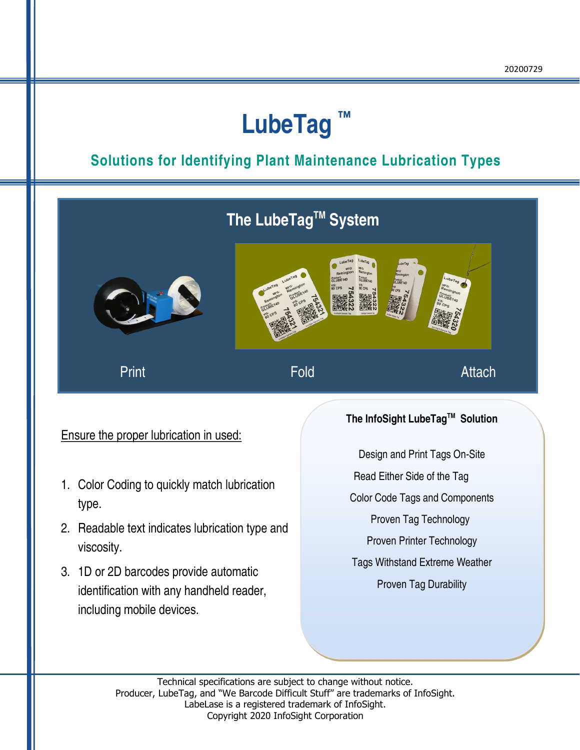20200729

# LubeTag ™

## Solutions for Identifying Plant Maintenance Lubrication Types

### The LubeTag™ System

Print

Fold

Attach

Ensure the proper lubrication in used:

1. Color Coding to quickly match lubrication type.
2. Readable text indicates lubrication type and viscosity.
3. 1D or 2D barcodes provide automatic identification with any handheld reader, including mobile devices.

**The InfoSight LubeTag™ Solution**

Design and Print Tags On-Site

Read Either Side of the Tag

Color Code Tags and Components

Proven Tag Technology

Proven Printer Technology

Tags Withstand Extreme Weather

Proven Tag Durability

Technical specifications are subject to change without notice.
Producer, LubeTag, and “We Barcode Difficult Stuff” are trademarks of InfoSight.
LabeLase is a registered trademark of InfoSight.
Copyright 2020 InfoSight Corporation